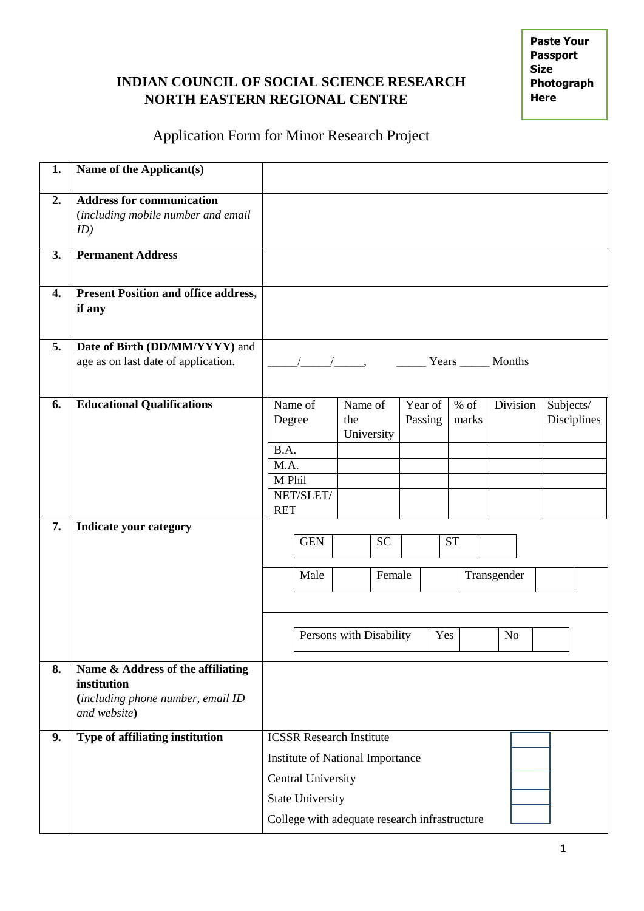**Paste Your Passport Size Photograph Here**

# INDIAN COUNCIL OF SOCIAL SCIENCE RESEARCH
# NORTH EASTERN REGIONAL CENTRE

## Application Form for Minor Research Project

| | | |
|---|---|---|
| **1.** | **Name of the Applicant(s)** | |
| **2.** | **Address for communication** (*including mobile number and email ID)* | |
| **3.** | **Permanent Address** | |
| **4.** | **Present Position and office address, if any** | |
| **5.** | **Date of Birth (DD/MM/YYYY)** and age as on last date of application. | \_\_\_\_\_/\_\_\_\_\_/\_\_\_\_\_, \_\_\_\_\_ Years \_\_\_\_\_ Months |
| **6.** | **Educational Qualifications** | (see table below) |
| **7.** | **Indicate your category** | (see below) |
| **8.** | **Name & Address of the affiliating institution** **(***including phone number, email ID and website***)** | |
| **9.** | **Type of affiliating institution** | (see below) |

**6. Educational Qualifications**

| Name of Degree | Name of the University | Year of Passing | % of marks | Division | Subjects/ Disciplines |
|---|---|---|---|---|---|
| B.A. | | | | | |
| M.A. | | | | | |
| M Phil | | | | | |
| NET/SLET/ RET | | | | | |

**7. Indicate your category**

| GEN | | SC | | ST | |
|---|---|---|---|---|---|

| Male | | Female | | Transgender | |
|---|---|---|---|---|---|

| Persons with Disability | Yes | | No | |
|---|---|---|---|---|

**9. Type of affiliating institution**

| | |
|---|---|
| ICSSR Research Institute | |
| Institute of National Importance | |
| Central University | |
| State University | |
| College with adequate research infrastructure | |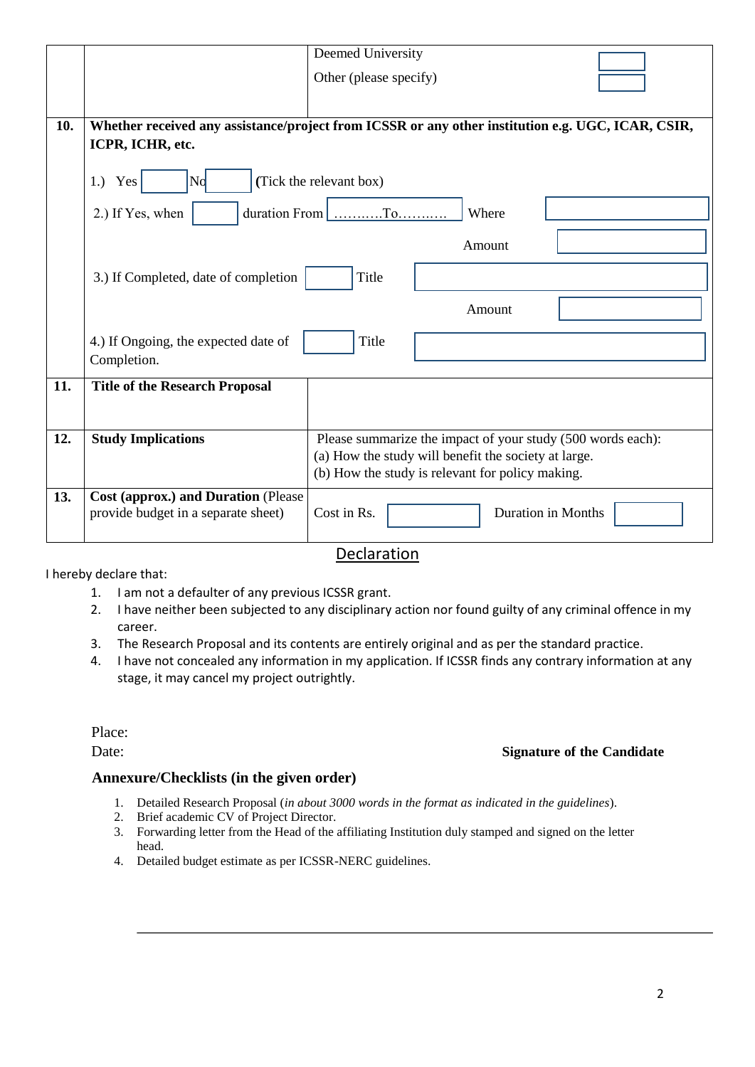| | | |
|---|---|---|
| | | Deemed University ☐<br>Other (please specify) ☐ |
| **10.** | **Whether received any assistance/project from ICSSR or any other institution e.g. UGC, ICAR, CSIR, ICPR, ICHR, etc.**<br><br>1.) Yes ☐ No ☐ (Tick the relevant box)<br><br>2.) If Yes, when ☐ duration From ………..To……….. Where ☐<br>Amount ☐<br><br>3.) If Completed, date of completion ☐ Title ☐<br>Amount ☐<br><br>4.) If Ongoing, the expected date of Completion. ☐ Title ☐ | |
| **11.** | **Title of the Research Proposal** | |
| **12.** | **Study Implications** | Please summarize the impact of your study (500 words each):<br>(a) How the study will benefit the society at large.<br>(b) How the study is relevant for policy making. |
| **13.** | **Cost (approx.) and Duration** (Please provide budget in a separate sheet) | Cost in Rs. ☐ Duration in Months ☐ |

## Declaration

I hereby declare that:

1. I am not a defaulter of any previous ICSSR grant.
2. I have neither been subjected to any disciplinary action nor found guilty of any criminal offence in my career.
3. The Research Proposal and its contents are entirely original and as per the standard practice.
4. I have not concealed any information in my application. If ICSSR finds any contrary information at any stage, it may cancel my project outrightly.

Place:

Date: **Signature of the Candidate**

### Annexure/Checklists (in the given order)

1. Detailed Research Proposal (*in about 3000 words in the format as indicated in the guidelines*).
2. Brief academic CV of Project Director.
3. Forwarding letter from the Head of the affiliating Institution duly stamped and signed on the letter head.
4. Detailed budget estimate as per ICSSR-NERC guidelines.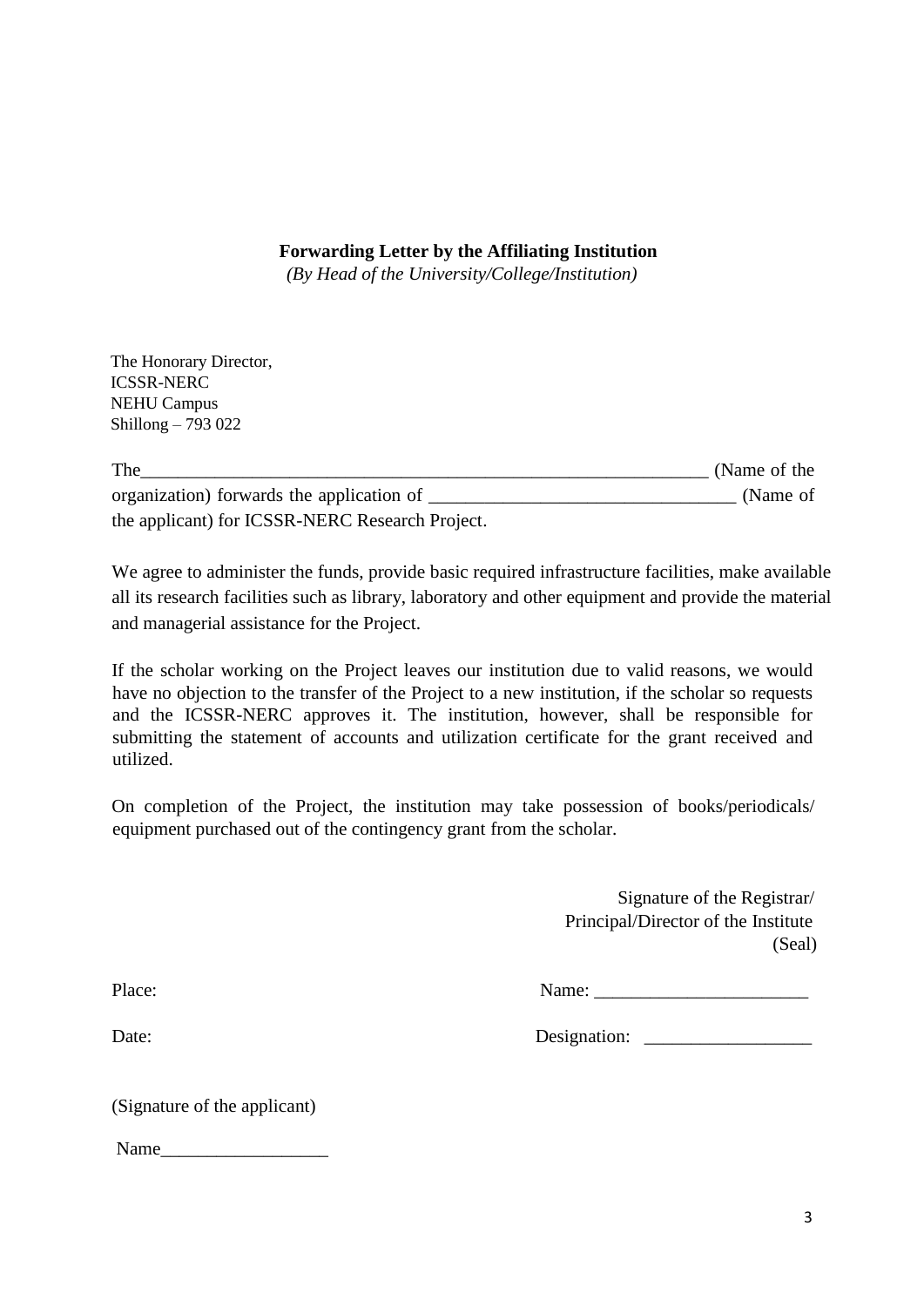**Forwarding Letter by the Affiliating Institution**

*(By Head of the University/College/Institution)*

The Honorary Director,
ICSSR-NERC
NEHU Campus
Shillong – 793 022

The_________________________________________________________________ (Name of the organization) forwards the application of __________________________________ (Name of the applicant) for ICSSR-NERC Research Project.

We agree to administer the funds, provide basic required infrastructure facilities, make available all its research facilities such as library, laboratory and other equipment and provide the material and managerial assistance for the Project.

If the scholar working on the Project leaves our institution due to valid reasons, we would have no objection to the transfer of the Project to a new institution, if the scholar so requests and the ICSSR-NERC approves it. The institution, however, shall be responsible for submitting the statement of accounts and utilization certificate for the grant received and utilized.

On completion of the Project, the institution may take possession of books/periodicals/ equipment purchased out of the contingency grant from the scholar.

Signature of the Registrar/
Principal/Director of the Institute
(Seal)

Place:

Name: _______________________

Date:

Designation: __________________

(Signature of the applicant)

Name__________________